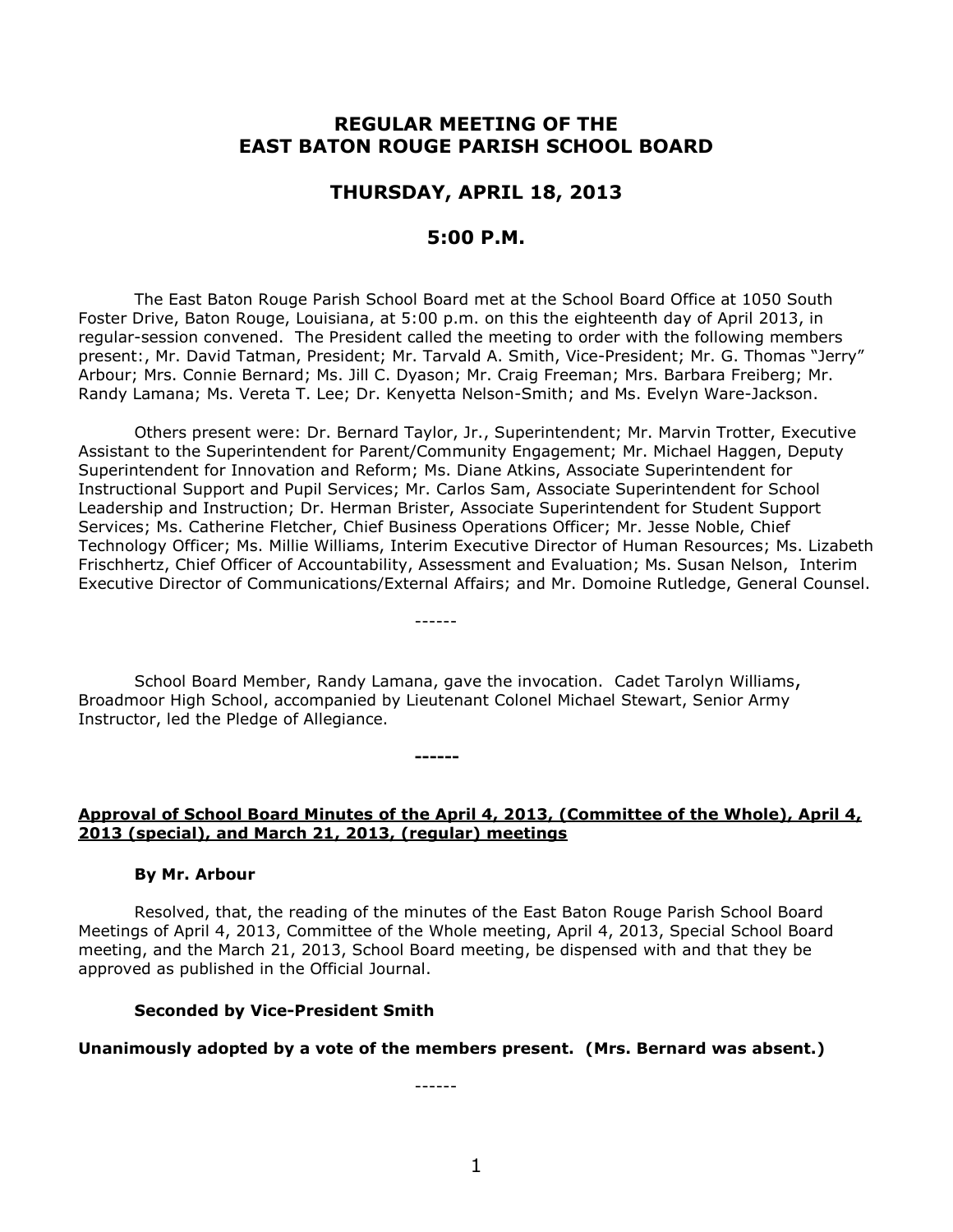# REGULAR MEETING OF THE EAST BATON ROUGE PARISH SCHOOL BOARD

## THURSDAY, APRIL 18, 2013

## 5:00 P.M.

The East Baton Rouge Parish School Board met at the School Board Office at 1050 South Foster Drive, Baton Rouge, Louisiana, at 5:00 p.m. on this the eighteenth day of April 2013, in regular-session convened. The President called the meeting to order with the following members present:, Mr. David Tatman, President; Mr. Tarvald A. Smith, Vice-President; Mr. G. Thomas "Jerry" Arbour; Mrs. Connie Bernard; Ms. Jill C. Dyason; Mr. Craig Freeman; Mrs. Barbara Freiberg; Mr. Randy Lamana; Ms. Vereta T. Lee; Dr. Kenyetta Nelson-Smith; and Ms. Evelyn Ware-Jackson.

Others present were: Dr. Bernard Taylor, Jr., Superintendent; Mr. Marvin Trotter, Executive Assistant to the Superintendent for Parent/Community Engagement; Mr. Michael Haggen, Deputy Superintendent for Innovation and Reform; Ms. Diane Atkins, Associate Superintendent for Instructional Support and Pupil Services; Mr. Carlos Sam, Associate Superintendent for School Leadership and Instruction; Dr. Herman Brister, Associate Superintendent for Student Support Services; Ms. Catherine Fletcher, Chief Business Operations Officer; Mr. Jesse Noble, Chief Technology Officer; Ms. Millie Williams, Interim Executive Director of Human Resources; Ms. Lizabeth Frischhertz, Chief Officer of Accountability, Assessment and Evaluation; Ms. Susan Nelson, Interim Executive Director of Communications/External Affairs; and Mr. Domoine Rutledge, General Counsel.

------

School Board Member, Randy Lamana, gave the invocation. Cadet Tarolyn Williams, Broadmoor High School, accompanied by Lieutenant Colonel Michael Stewart, Senior Army Instructor, led the Pledge of Allegiance.

**------**

**Approval of School Board Minutes of the April 4, 2013, (Committee of the Whole), April 4, 2013 (special), and March 21, 2013, (regular) meetings**

**By Mr. Arbour**

Resolved, that, the reading of the minutes of the East Baton Rouge Parish School Board Meetings of April 4, 2013, Committee of the Whole meeting, April 4, 2013, Special School Board meeting, and the March 21, 2013, School Board meeting, be dispensed with and that they be approved as published in the Official Journal.

**Seconded by Vice-President Smith**

**Unanimously adopted by a vote of the members present. (Mrs. Bernard was absent.)**

------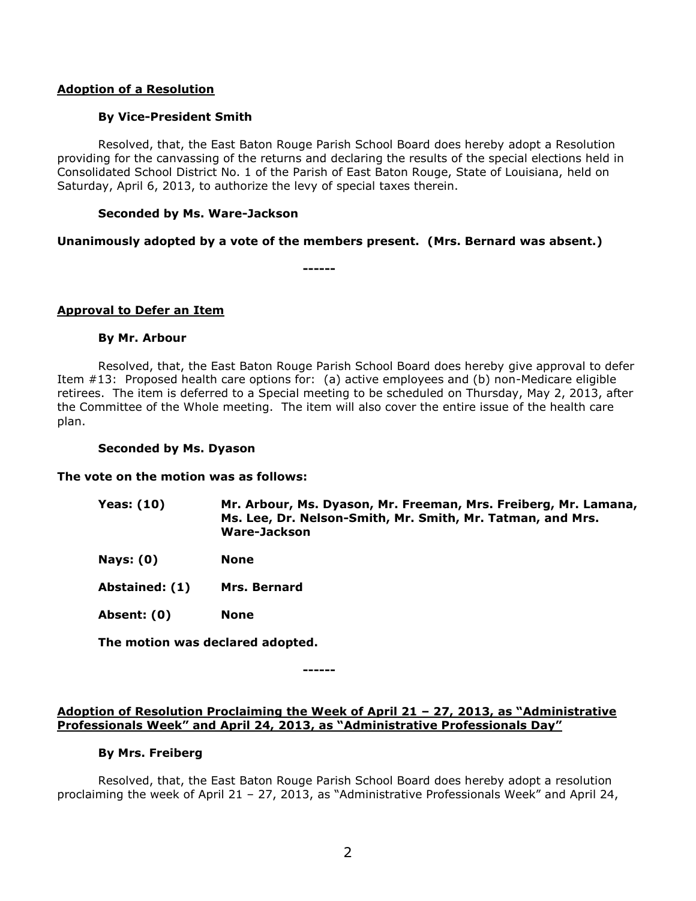**<u>Adoption of a Resolution</u>**

**By Vice-President Smith**

Resolved, that, the East Baton Rouge Parish School Board does hereby adopt a Resolution providing for the canvassing of the returns and declaring the results of the special elections held in Consolidated School District No. 1 of the Parish of East Baton Rouge, State of Louisiana, held on Saturday, April 6, 2013, to authorize the levy of special taxes therein.

**Seconded by Ms. Ware-Jackson**

**Unanimously adopted by a vote of the members present. (Mrs. Bernard was absent.)**

------

**<u>Approval to Defer an Item</u>**

**By Mr. Arbour**

Resolved, that, the East Baton Rouge Parish School Board does hereby give approval to defer Item #13: Proposed health care options for: (a) active employees and (b) non-Medicare eligible retirees. The item is deferred to a Special meeting to be scheduled on Thursday, May 2, 2013, after the Committee of the Whole meeting. The item will also cover the entire issue of the health care plan.

**Seconded by Ms. Dyason**

**The vote on the motion was as follows:**

| | |
|---|---|
| **Yeas: (10)** | **Mr. Arbour, Ms. Dyason, Mr. Freeman, Mrs. Freiberg, Mr. Lamana, Ms. Lee, Dr. Nelson-Smith, Mr. Smith, Mr. Tatman, and Mrs. Ware-Jackson** |
| **Nays: (0)** | **None** |
| **Abstained: (1)** | **Mrs. Bernard** |
| **Absent: (0)** | **None** |

**The motion was declared adopted.**

------

**<u>Adoption of Resolution Proclaiming the Week of April 21 – 27, 2013, as "Administrative Professionals Week" and April 24, 2013, as "Administrative Professionals Day"</u>**

**By Mrs. Freiberg**

Resolved, that, the East Baton Rouge Parish School Board does hereby adopt a resolution proclaiming the week of April 21 – 27, 2013, as "Administrative Professionals Week" and April 24,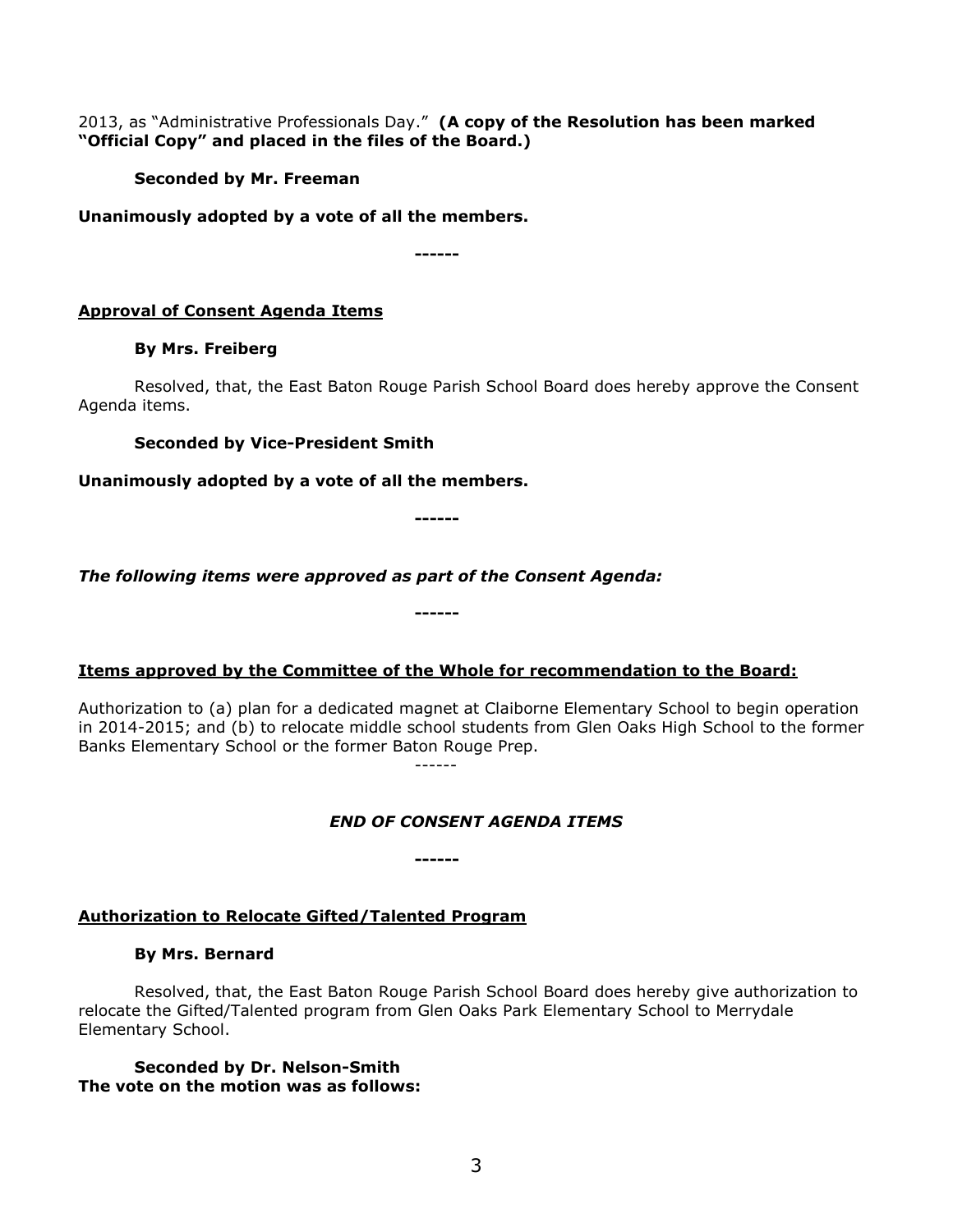2013, as "Administrative Professionals Day." **(A copy of the Resolution has been marked "Official Copy" and placed in the files of the Board.)**

**Seconded by Mr. Freeman**

**Unanimously adopted by a vote of all the members.**

**------**

**Approval of Consent Agenda Items**

**By Mrs. Freiberg**

Resolved, that, the East Baton Rouge Parish School Board does hereby approve the Consent Agenda items.

**Seconded by Vice-President Smith**

**Unanimously adopted by a vote of all the members.**

**------**

***The following items were approved as part of the Consent Agenda:***

**------**

**Items approved by the Committee of the Whole for recommendation to the Board:**

Authorization to (a) plan for a dedicated magnet at Claiborne Elementary School to begin operation in 2014-2015; and (b) to relocate middle school students from Glen Oaks High School to the former Banks Elementary School or the former Baton Rouge Prep.

------

***END OF CONSENT AGENDA ITEMS***

**------**

**Authorization to Relocate Gifted/Talented Program**

**By Mrs. Bernard**

Resolved, that, the East Baton Rouge Parish School Board does hereby give authorization to relocate the Gifted/Talented program from Glen Oaks Park Elementary School to Merrydale Elementary School.

**Seconded by Dr. Nelson-Smith**

**The vote on the motion was as follows:**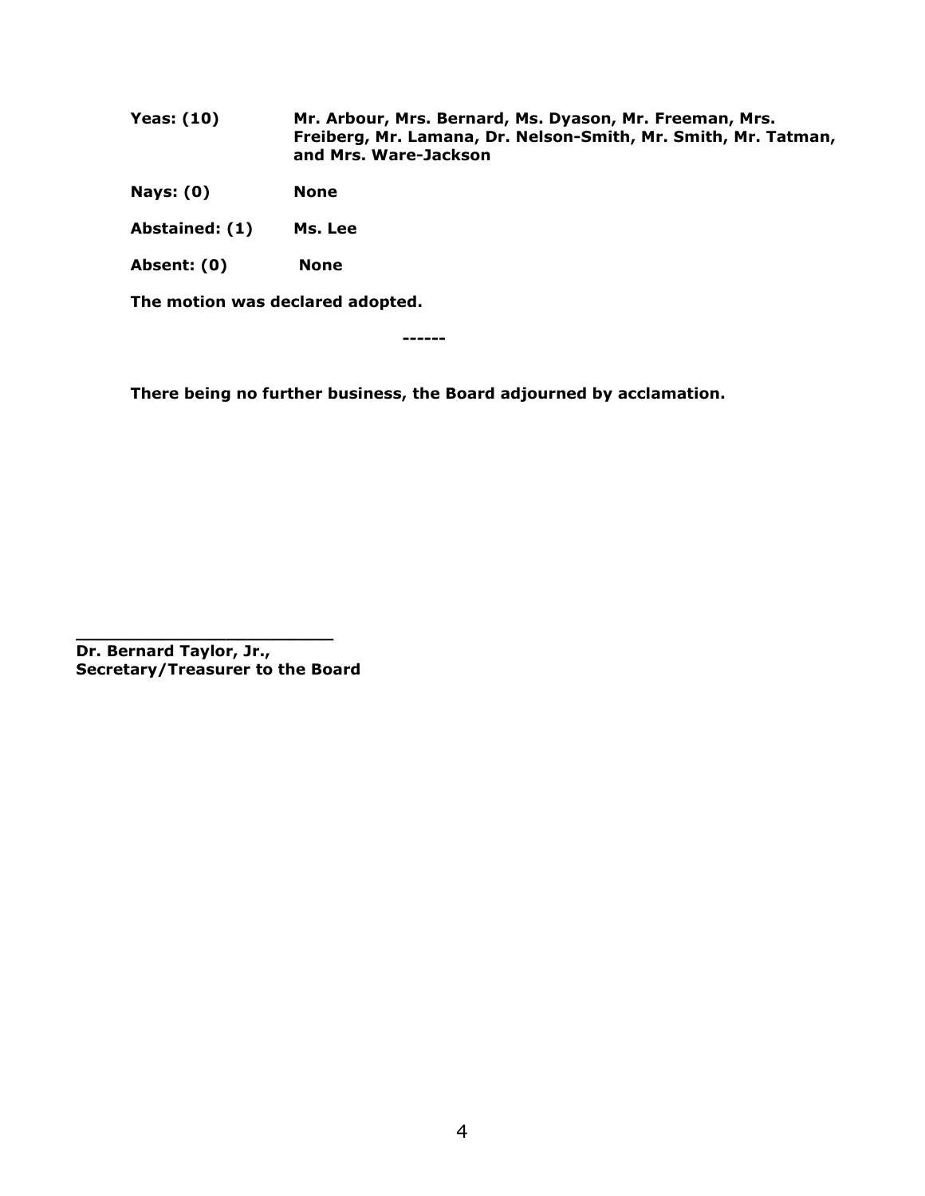**Yeas: (10)** **Mr. Arbour, Mrs. Bernard, Ms. Dyason, Mr. Freeman, Mrs. Freiberg, Mr. Lamana, Dr. Nelson-Smith, Mr. Smith, Mr. Tatman, and Mrs. Ware-Jackson**

**Nays: (0)** **None**

**Abstained: (1)** **Ms. Lee**

**Absent: (0)** **None**

**The motion was declared adopted.**

------

**There being no further business, the Board adjourned by acclamation.**

\_\_\_\_\_\_\_\_\_\_\_\_\_\_\_\_\_\_\_\_\_\_\_\_\_

**Dr. Bernard Taylor, Jr.,**
**Secretary/Treasurer to the Board**